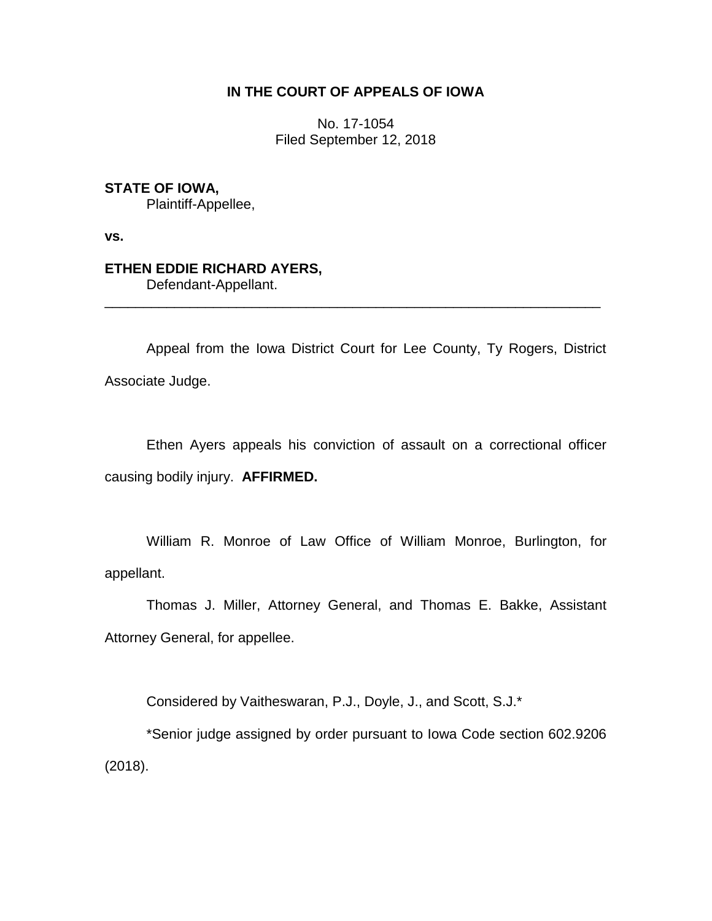**IN THE COURT OF APPEALS OF IOWA**

No. 17-1054
Filed September 12, 2018

**STATE OF IOWA,**
Plaintiff-Appellee,

**vs.**

**ETHEN EDDIE RICHARD AYERS,**
Defendant-Appellant.

---

Appeal from the Iowa District Court for Lee County, Ty Rogers, District Associate Judge.

Ethen Ayers appeals his conviction of assault on a correctional officer causing bodily injury. **AFFIRMED.**

William R. Monroe of Law Office of William Monroe, Burlington, for appellant.

Thomas J. Miller, Attorney General, and Thomas E. Bakke, Assistant Attorney General, for appellee.

Considered by Vaitheswaran, P.J., Doyle, J., and Scott, S.J.*

*Senior judge assigned by order pursuant to Iowa Code section 602.9206 (2018).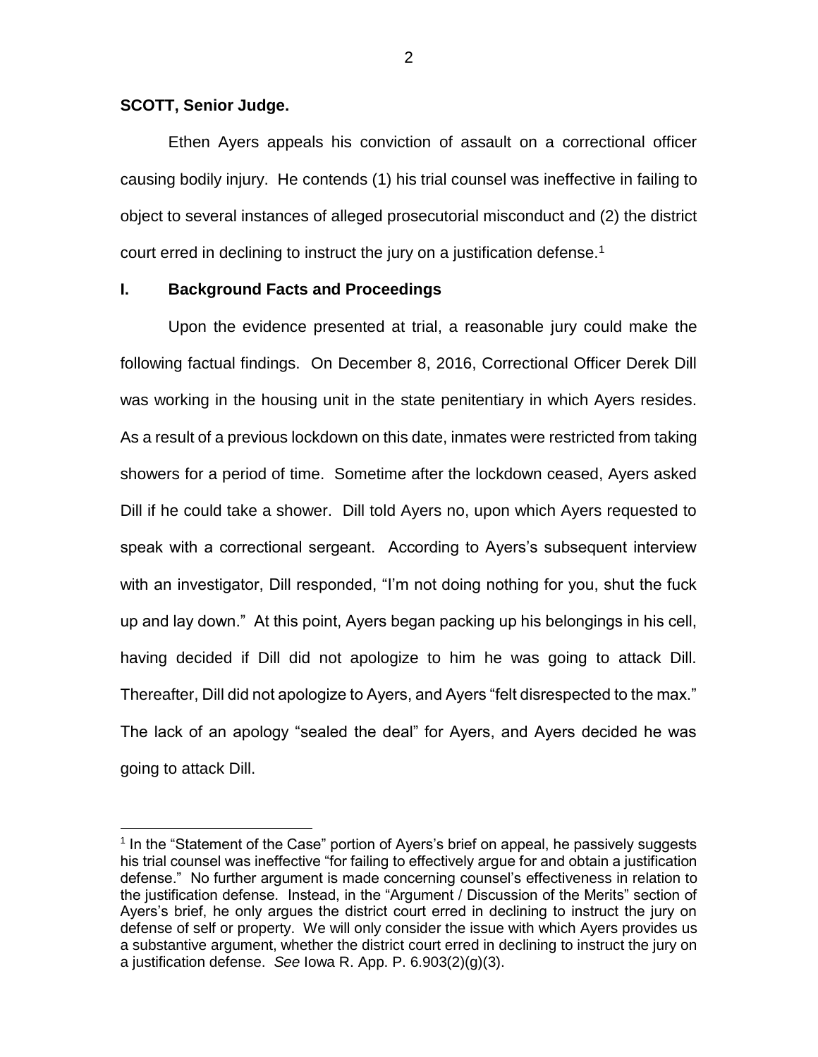**SCOTT, Senior Judge.**

Ethen Ayers appeals his conviction of assault on a correctional officer causing bodily injury. He contends (1) his trial counsel was ineffective in failing to object to several instances of alleged prosecutorial misconduct and (2) the district court erred in declining to instruct the jury on a justification defense.[1]

## I. Background Facts and Proceedings

Upon the evidence presented at trial, a reasonable jury could make the following factual findings. On December 8, 2016, Correctional Officer Derek Dill was working in the housing unit in the state penitentiary in which Ayers resides. As a result of a previous lockdown on this date, inmates were restricted from taking showers for a period of time. Sometime after the lockdown ceased, Ayers asked Dill if he could take a shower. Dill told Ayers no, upon which Ayers requested to speak with a correctional sergeant. According to Ayers's subsequent interview with an investigator, Dill responded, "I'm not doing nothing for you, shut the fuck up and lay down." At this point, Ayers began packing up his belongings in his cell, having decided if Dill did not apologize to him he was going to attack Dill. Thereafter, Dill did not apologize to Ayers, and Ayers "felt disrespected to the max." The lack of an apology "sealed the deal" for Ayers, and Ayers decided he was going to attack Dill.

[1] In the "Statement of the Case" portion of Ayers's brief on appeal, he passively suggests his trial counsel was ineffective "for failing to effectively argue for and obtain a justification defense." No further argument is made concerning counsel's effectiveness in relation to the justification defense. Instead, in the "Argument / Discussion of the Merits" section of Ayers's brief, he only argues the district court erred in declining to instruct the jury on defense of self or property. We will only consider the issue with which Ayers provides us a substantive argument, whether the district court erred in declining to instruct the jury on a justification defense. *See* Iowa R. App. P. 6.903(2)(g)(3).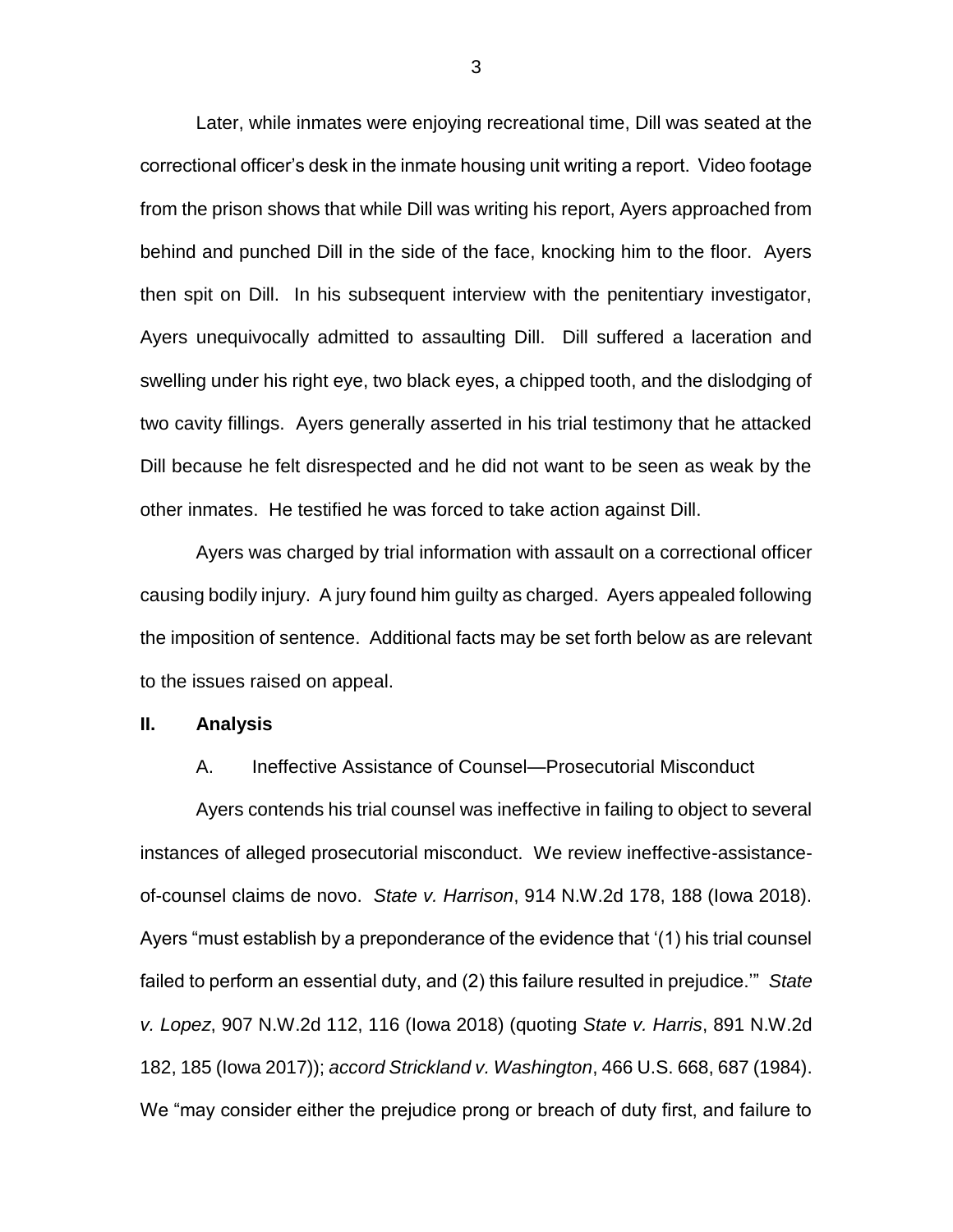Later, while inmates were enjoying recreational time, Dill was seated at the correctional officer's desk in the inmate housing unit writing a report. Video footage from the prison shows that while Dill was writing his report, Ayers approached from behind and punched Dill in the side of the face, knocking him to the floor. Ayers then spit on Dill. In his subsequent interview with the penitentiary investigator, Ayers unequivocally admitted to assaulting Dill. Dill suffered a laceration and swelling under his right eye, two black eyes, a chipped tooth, and the dislodging of two cavity fillings. Ayers generally asserted in his trial testimony that he attacked Dill because he felt disrespected and he did not want to be seen as weak by the other inmates. He testified he was forced to take action against Dill.

Ayers was charged by trial information with assault on a correctional officer causing bodily injury. A jury found him guilty as charged. Ayers appealed following the imposition of sentence. Additional facts may be set forth below as are relevant to the issues raised on appeal.

## II. Analysis

### A. Ineffective Assistance of Counsel—Prosecutorial Misconduct

Ayers contends his trial counsel was ineffective in failing to object to several instances of alleged prosecutorial misconduct. We review ineffective-assistance-of-counsel claims de novo. *State v. Harrison*, 914 N.W.2d 178, 188 (Iowa 2018). Ayers "must establish by a preponderance of the evidence that '(1) his trial counsel failed to perform an essential duty, and (2) this failure resulted in prejudice.'" *State v. Lopez*, 907 N.W.2d 112, 116 (Iowa 2018) (quoting *State v. Harris*, 891 N.W.2d 182, 185 (Iowa 2017)); *accord Strickland v. Washington*, 466 U.S. 668, 687 (1984). We "may consider either the prejudice prong or breach of duty first, and failure to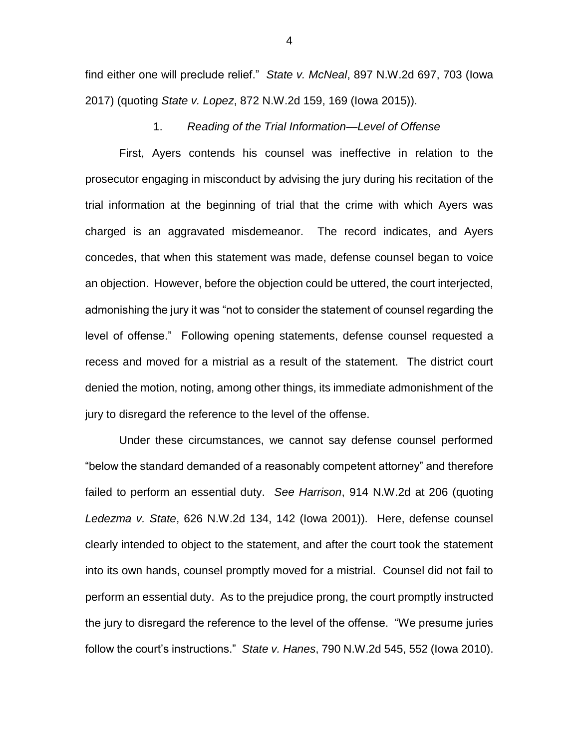find either one will preclude relief." *State v. McNeal*, 897 N.W.2d 697, 703 (Iowa 2017) (quoting *State v. Lopez*, 872 N.W.2d 159, 169 (Iowa 2015)).

1. *Reading of the Trial Information—Level of Offense*

First, Ayers contends his counsel was ineffective in relation to the prosecutor engaging in misconduct by advising the jury during his recitation of the trial information at the beginning of trial that the crime with which Ayers was charged is an aggravated misdemeanor. The record indicates, and Ayers concedes, that when this statement was made, defense counsel began to voice an objection. However, before the objection could be uttered, the court interjected, admonishing the jury it was "not to consider the statement of counsel regarding the level of offense." Following opening statements, defense counsel requested a recess and moved for a mistrial as a result of the statement. The district court denied the motion, noting, among other things, its immediate admonishment of the jury to disregard the reference to the level of the offense.

Under these circumstances, we cannot say defense counsel performed "below the standard demanded of a reasonably competent attorney" and therefore failed to perform an essential duty. *See Harrison*, 914 N.W.2d at 206 (quoting *Ledezma v. State*, 626 N.W.2d 134, 142 (Iowa 2001)). Here, defense counsel clearly intended to object to the statement, and after the court took the statement into its own hands, counsel promptly moved for a mistrial. Counsel did not fail to perform an essential duty. As to the prejudice prong, the court promptly instructed the jury to disregard the reference to the level of the offense. "We presume juries follow the court's instructions." *State v. Hanes*, 790 N.W.2d 545, 552 (Iowa 2010).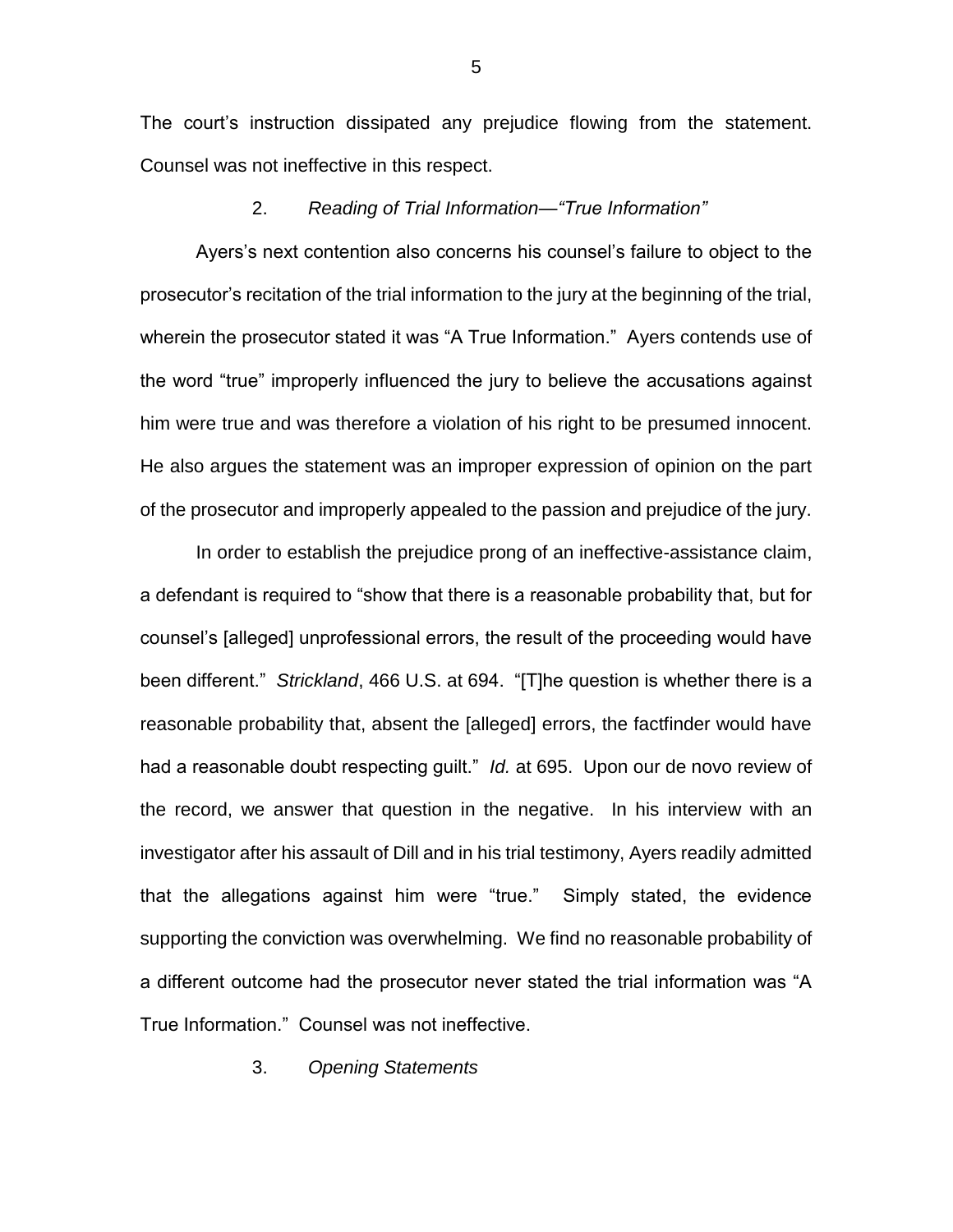The court's instruction dissipated any prejudice flowing from the statement. Counsel was not ineffective in this respect.

2. *Reading of Trial Information—"True Information"*

Ayers's next contention also concerns his counsel's failure to object to the prosecutor's recitation of the trial information to the jury at the beginning of the trial, wherein the prosecutor stated it was "A True Information." Ayers contends use of the word "true" improperly influenced the jury to believe the accusations against him were true and was therefore a violation of his right to be presumed innocent. He also argues the statement was an improper expression of opinion on the part of the prosecutor and improperly appealed to the passion and prejudice of the jury.

In order to establish the prejudice prong of an ineffective-assistance claim, a defendant is required to "show that there is a reasonable probability that, but for counsel's [alleged] unprofessional errors, the result of the proceeding would have been different." *Strickland*, 466 U.S. at 694. "[T]he question is whether there is a reasonable probability that, absent the [alleged] errors, the factfinder would have had a reasonable doubt respecting guilt." *Id.* at 695. Upon our de novo review of the record, we answer that question in the negative. In his interview with an investigator after his assault of Dill and in his trial testimony, Ayers readily admitted that the allegations against him were "true." Simply stated, the evidence supporting the conviction was overwhelming. We find no reasonable probability of a different outcome had the prosecutor never stated the trial information was "A True Information." Counsel was not ineffective.

3. *Opening Statements*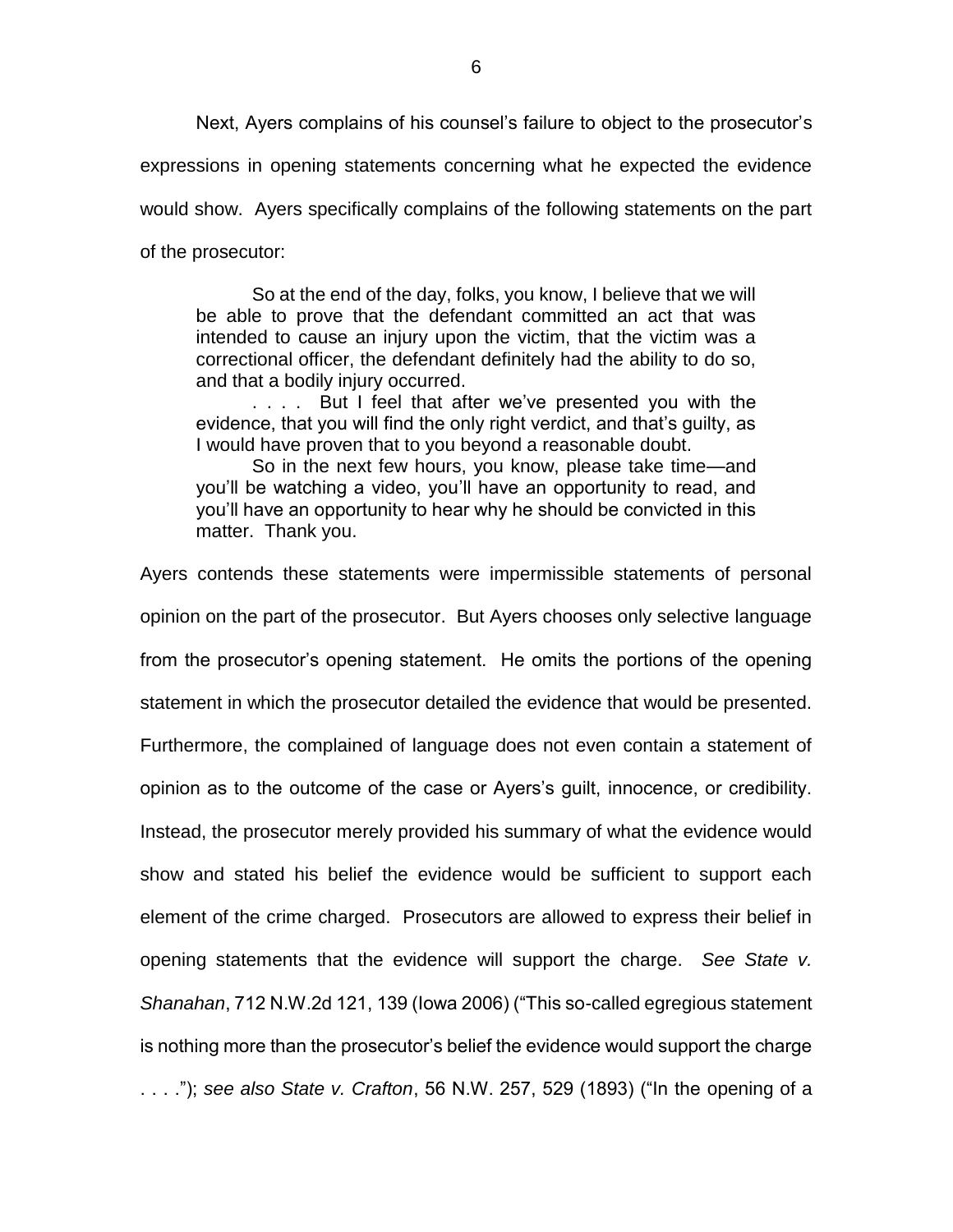Next, Ayers complains of his counsel's failure to object to the prosecutor's expressions in opening statements concerning what he expected the evidence would show. Ayers specifically complains of the following statements on the part of the prosecutor:

> So at the end of the day, folks, you know, I believe that we will be able to prove that the defendant committed an act that was intended to cause an injury upon the victim, that the victim was a correctional officer, the defendant definitely had the ability to do so, and that a bodily injury occurred.
>
> . . . . But I feel that after we've presented you with the evidence, that you will find the only right verdict, and that's guilty, as I would have proven that to you beyond a reasonable doubt.
>
> So in the next few hours, you know, please take time—and you'll be watching a video, you'll have an opportunity to read, and you'll have an opportunity to hear why he should be convicted in this matter. Thank you.

Ayers contends these statements were impermissible statements of personal opinion on the part of the prosecutor. But Ayers chooses only selective language from the prosecutor's opening statement. He omits the portions of the opening statement in which the prosecutor detailed the evidence that would be presented. Furthermore, the complained of language does not even contain a statement of opinion as to the outcome of the case or Ayers's guilt, innocence, or credibility. Instead, the prosecutor merely provided his summary of what the evidence would show and stated his belief the evidence would be sufficient to support each element of the crime charged. Prosecutors are allowed to express their belief in opening statements that the evidence will support the charge. *See State v. Shanahan*, 712 N.W.2d 121, 139 (Iowa 2006) ("This so-called egregious statement is nothing more than the prosecutor's belief the evidence would support the charge . . . ."); *see also State v. Crafton*, 56 N.W. 257, 529 (1893) ("In the opening of a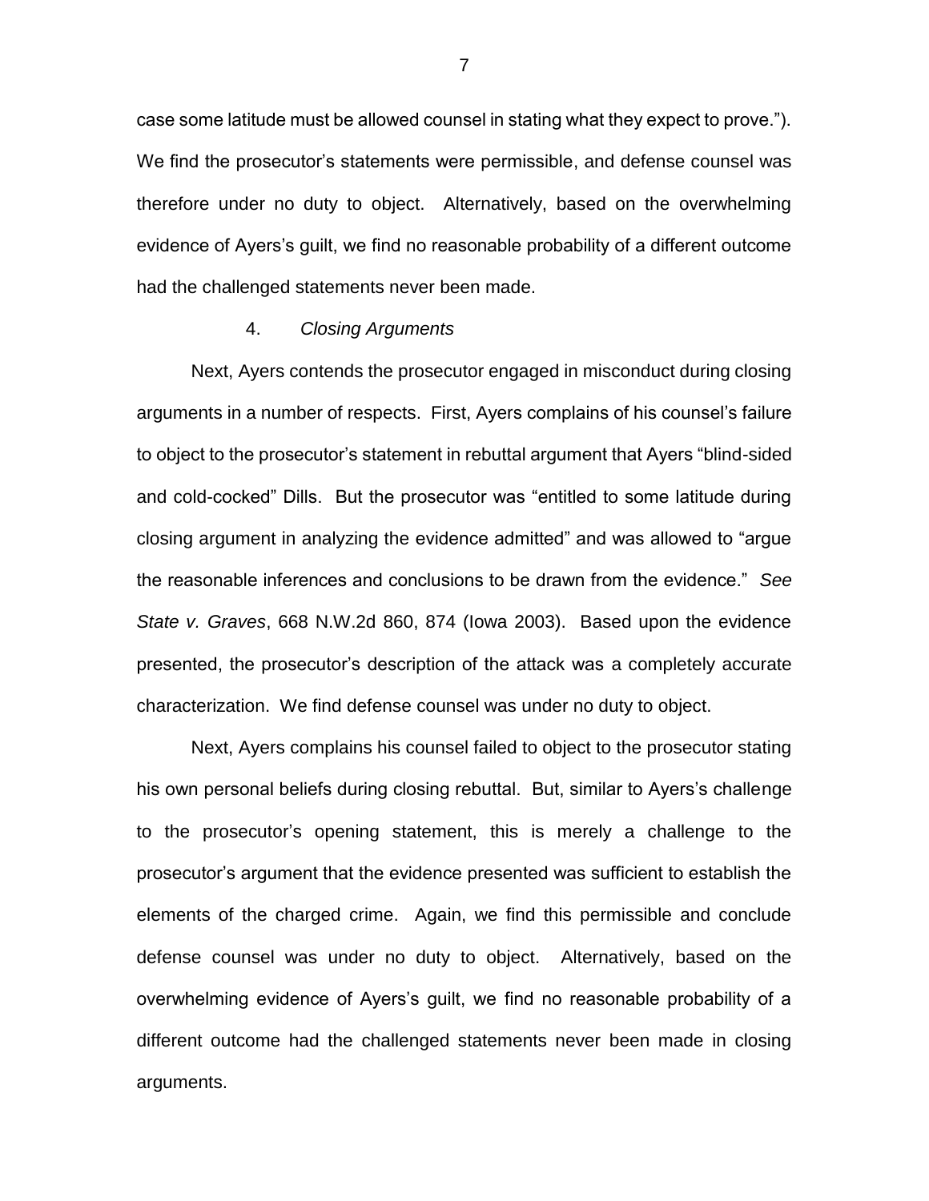case some latitude must be allowed counsel in stating what they expect to prove."). We find the prosecutor's statements were permissible, and defense counsel was therefore under no duty to object. Alternatively, based on the overwhelming evidence of Ayers's guilt, we find no reasonable probability of a different outcome had the challenged statements never been made.

4. *Closing Arguments*

Next, Ayers contends the prosecutor engaged in misconduct during closing arguments in a number of respects. First, Ayers complains of his counsel's failure to object to the prosecutor's statement in rebuttal argument that Ayers "blind-sided and cold-cocked" Dills. But the prosecutor was "entitled to some latitude during closing argument in analyzing the evidence admitted" and was allowed to "argue the reasonable inferences and conclusions to be drawn from the evidence." *See State v. Graves*, 668 N.W.2d 860, 874 (Iowa 2003). Based upon the evidence presented, the prosecutor's description of the attack was a completely accurate characterization. We find defense counsel was under no duty to object.

Next, Ayers complains his counsel failed to object to the prosecutor stating his own personal beliefs during closing rebuttal. But, similar to Ayers's challenge to the prosecutor's opening statement, this is merely a challenge to the prosecutor's argument that the evidence presented was sufficient to establish the elements of the charged crime. Again, we find this permissible and conclude defense counsel was under no duty to object. Alternatively, based on the overwhelming evidence of Ayers's guilt, we find no reasonable probability of a different outcome had the challenged statements never been made in closing arguments.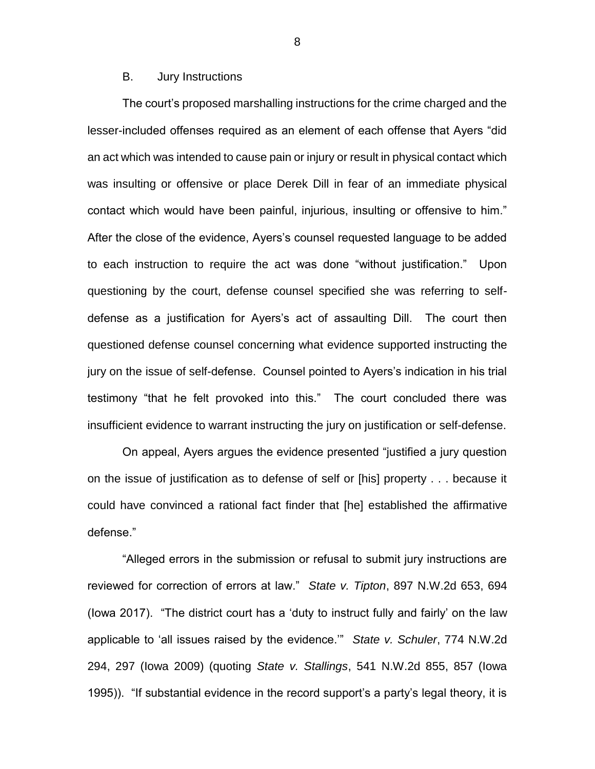B. Jury Instructions

The court's proposed marshalling instructions for the crime charged and the lesser-included offenses required as an element of each offense that Ayers "did an act which was intended to cause pain or injury or result in physical contact which was insulting or offensive or place Derek Dill in fear of an immediate physical contact which would have been painful, injurious, insulting or offensive to him." After the close of the evidence, Ayers's counsel requested language to be added to each instruction to require the act was done "without justification." Upon questioning by the court, defense counsel specified she was referring to self-defense as a justification for Ayers's act of assaulting Dill. The court then questioned defense counsel concerning what evidence supported instructing the jury on the issue of self-defense. Counsel pointed to Ayers's indication in his trial testimony "that he felt provoked into this." The court concluded there was insufficient evidence to warrant instructing the jury on justification or self-defense.

On appeal, Ayers argues the evidence presented "justified a jury question on the issue of justification as to defense of self or [his] property . . . because it could have convinced a rational fact finder that [he] established the affirmative defense."

"Alleged errors in the submission or refusal to submit jury instructions are reviewed for correction of errors at law." *State v. Tipton*, 897 N.W.2d 653, 694 (Iowa 2017). "The district court has a 'duty to instruct fully and fairly' on the law applicable to 'all issues raised by the evidence.'" *State v. Schuler*, 774 N.W.2d 294, 297 (Iowa 2009) (quoting *State v. Stallings*, 541 N.W.2d 855, 857 (Iowa 1995)). "If substantial evidence in the record support's a party's legal theory, it is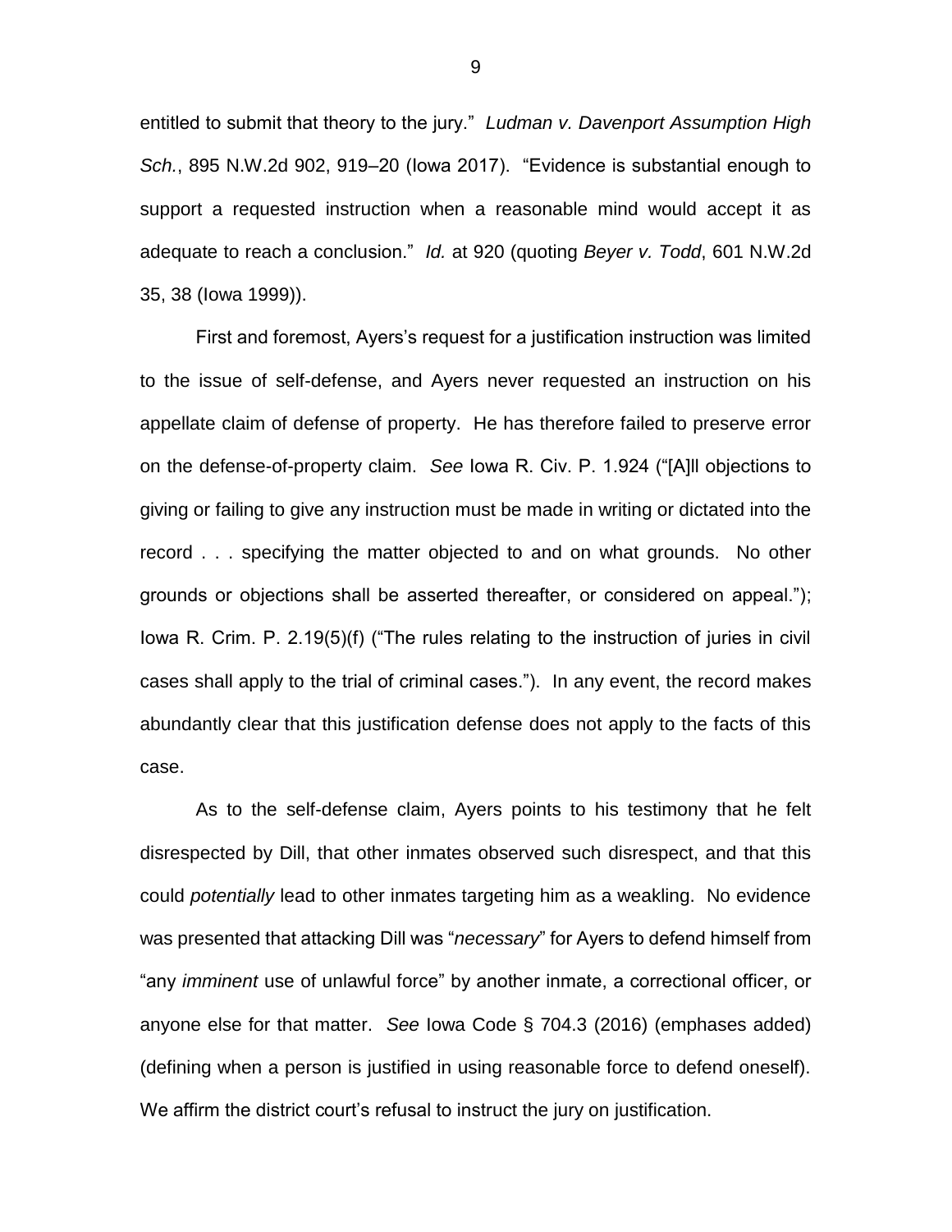entitled to submit that theory to the jury." *Ludman v. Davenport Assumption High Sch.*, 895 N.W.2d 902, 919–20 (Iowa 2017). "Evidence is substantial enough to support a requested instruction when a reasonable mind would accept it as adequate to reach a conclusion." *Id.* at 920 (quoting *Beyer v. Todd*, 601 N.W.2d 35, 38 (Iowa 1999)).

First and foremost, Ayers's request for a justification instruction was limited to the issue of self-defense, and Ayers never requested an instruction on his appellate claim of defense of property. He has therefore failed to preserve error on the defense-of-property claim. *See* Iowa R. Civ. P. 1.924 ("[A]ll objections to giving or failing to give any instruction must be made in writing or dictated into the record . . . specifying the matter objected to and on what grounds. No other grounds or objections shall be asserted thereafter, or considered on appeal."); Iowa R. Crim. P. 2.19(5)(f) ("The rules relating to the instruction of juries in civil cases shall apply to the trial of criminal cases."). In any event, the record makes abundantly clear that this justification defense does not apply to the facts of this case.

As to the self-defense claim, Ayers points to his testimony that he felt disrespected by Dill, that other inmates observed such disrespect, and that this could *potentially* lead to other inmates targeting him as a weakling. No evidence was presented that attacking Dill was "*necessary*" for Ayers to defend himself from "any *imminent* use of unlawful force" by another inmate, a correctional officer, or anyone else for that matter. *See* Iowa Code § 704.3 (2016) (emphases added) (defining when a person is justified in using reasonable force to defend oneself). We affirm the district court's refusal to instruct the jury on justification.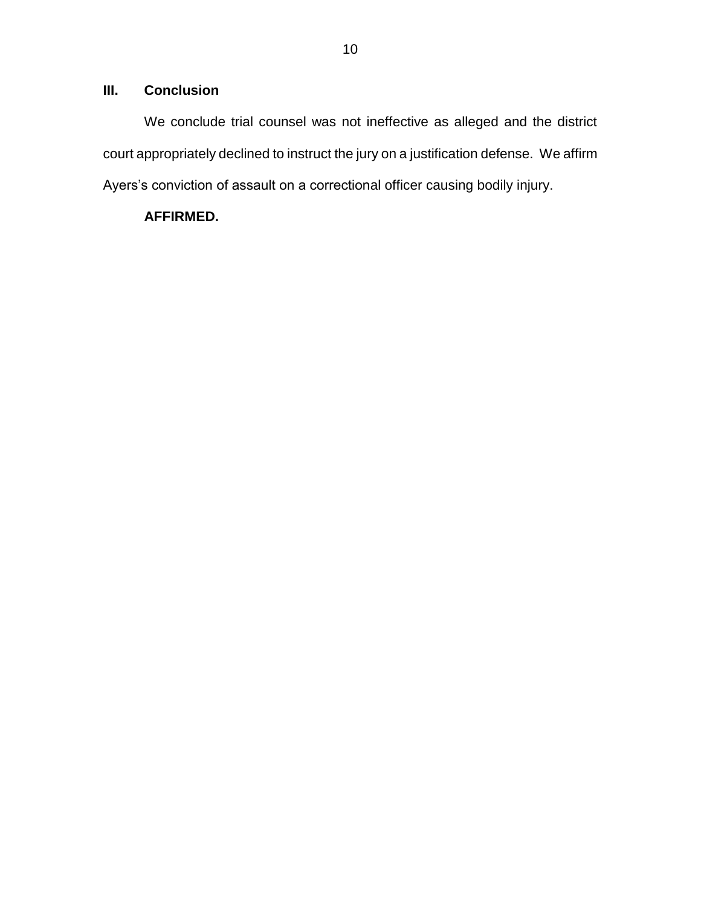## III. Conclusion

We conclude trial counsel was not ineffective as alleged and the district court appropriately declined to instruct the jury on a justification defense. We affirm Ayers's conviction of assault on a correctional officer causing bodily injury.

**AFFIRMED.**